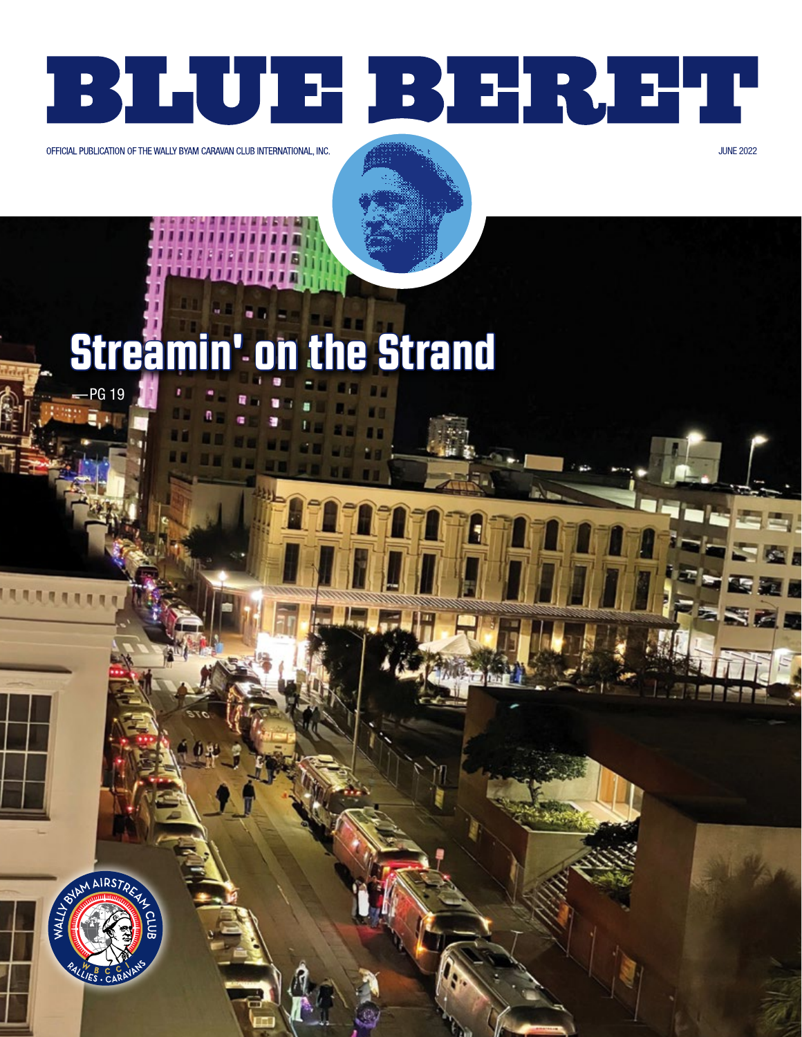# BLUE BERET

OFFICIAL PUBLICATION OF THE WALLY BYAM CARAVAN CLUB INTERNATIONAL, INC.

JUNE 2022

## Streamin' on the Strand

—PG 19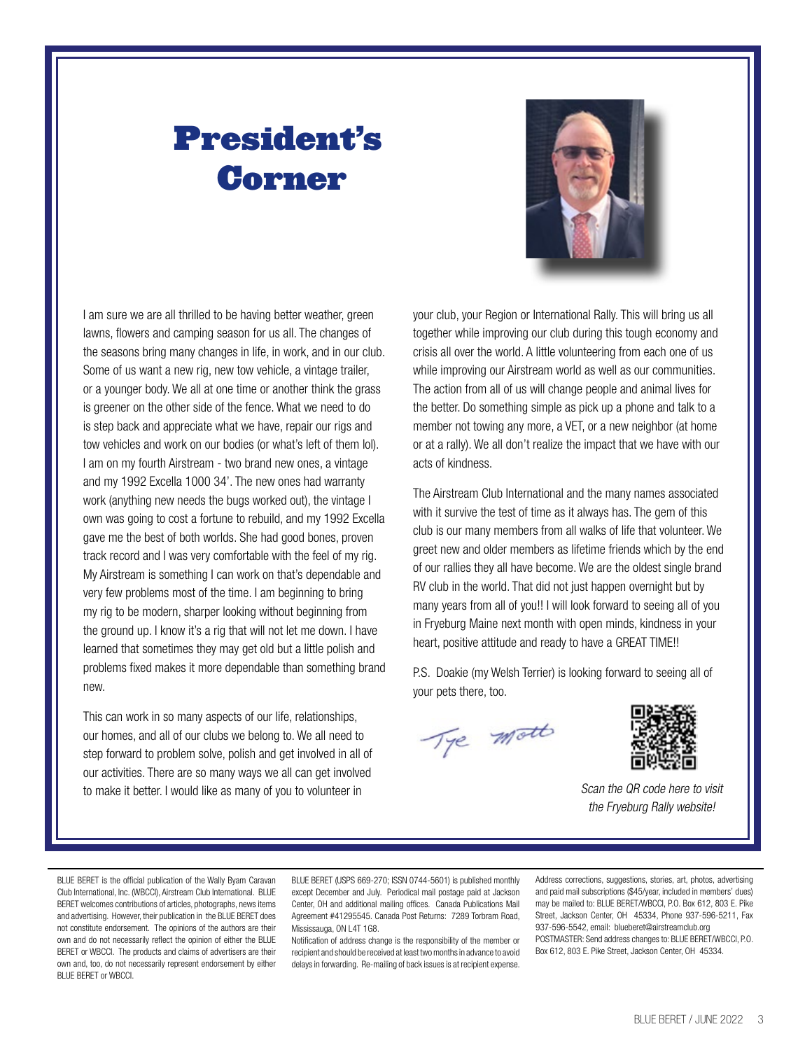# President's Corner

I am sure we are all thrilled to be having better weather, green lawns, flowers and camping season for us all. The changes of the seasons bring many changes in life, in work, and in our club. Some of us want a new rig, new tow vehicle, a vintage trailer, or a younger body. We all at one time or another think the grass is greener on the other side of the fence. What we need to do is step back and appreciate what we have, repair our rigs and tow vehicles and work on our bodies (or what's left of them lol). I am on my fourth Airstream - two brand new ones, a vintage and my 1992 Excella 1000 34'. The new ones had warranty work (anything new needs the bugs worked out), the vintage I own was going to cost a fortune to rebuild, and my 1992 Excella gave me the best of both worlds. She had good bones, proven track record and I was very comfortable with the feel of my rig. My Airstream is something I can work on that's dependable and very few problems most of the time. I am beginning to bring my rig to be modern, sharper looking without beginning from the ground up. I know it's a rig that will not let me down. I have learned that sometimes they may get old but a little polish and problems fixed makes it more dependable than something brand new.

This can work in so many aspects of our life, relationships, our homes, and all of our clubs we belong to. We all need to step forward to problem solve, polish and get involved in all of our activities. There are so many ways we all can get involved to make it better. I would like as many of you to volunteer in your club, your Region or International Rally. This will bring us all together while improving our club during this tough economy and crisis all over the world. A little volunteering from each one of us while improving our Airstream world as well as our communities. The action from all of us will change people and animal lives for the better. Do something simple as pick up a phone and talk to a member not towing any more, a VET, or a new neighbor (at home or at a rally). We all don't realize the impact that we have with our acts of kindness.

The Airstream Club International and the many names associated with it survive the test of time as it always has. The gem of this club is our many members from all walks of life that volunteer. We greet new and older members as lifetime friends which by the end of our rallies they all have become. We are the oldest single brand RV club in the world. That did not just happen overnight but by many years from all of you!! I will look forward to seeing all of you in Fryeburg Maine next month with open minds, kindness in your heart, positive attitude and ready to have a GREAT TIME!!

P.S. Doakie (my Welsh Terrier) is looking forward to seeing all of your pets there, too.

Tye Motts

*Scan the QR code here to visit the Fryeburg Rally website!*

---

BLUE BERET is the official publication of the Wally Byam Caravan Club International, Inc. (WBCCI), Airstream Club International. BLUE BERET welcomes contributions of articles, photographs, news items and advertising. However, their publication in the BLUE BERET does not constitute endorsement. The opinions of the authors are their own and do not necessarily reflect the opinion of either the BLUE BERET or WBCCI. The products and claims of advertisers are their own and, too, do not necessarily represent endorsement by either BLUE BERET or WBCCI.

BLUE BERET (USPS 669-270; ISSN 0744-5601) is published monthly except December and July. Periodical mail postage paid at Jackson Center, OH and additional mailing offices. Canada Publications Mail Agreement #41295545. Canada Post Returns: 7289 Torbram Road, Mississauga, ON L4T 1G8.

Notification of address change is the responsibility of the member or recipient and should be received at least two months in advance to avoid delays in forwarding. Re-mailing of back issues is at recipient expense.

Address corrections, suggestions, stories, art, photos, advertising and paid mail subscriptions ($45/year, included in members' dues) may be mailed to: BLUE BERET/WBCCI, P.O. Box 612, 803 E. Pike Street, Jackson Center, OH 45334, Phone 937-596-5211, Fax 937-596-5542, email: blueberet@airstreamclub.org

POSTMASTER: Send address changes to: BLUE BERET/WBCCI, P.O. Box 612, 803 E. Pike Street, Jackson Center, OH 45334.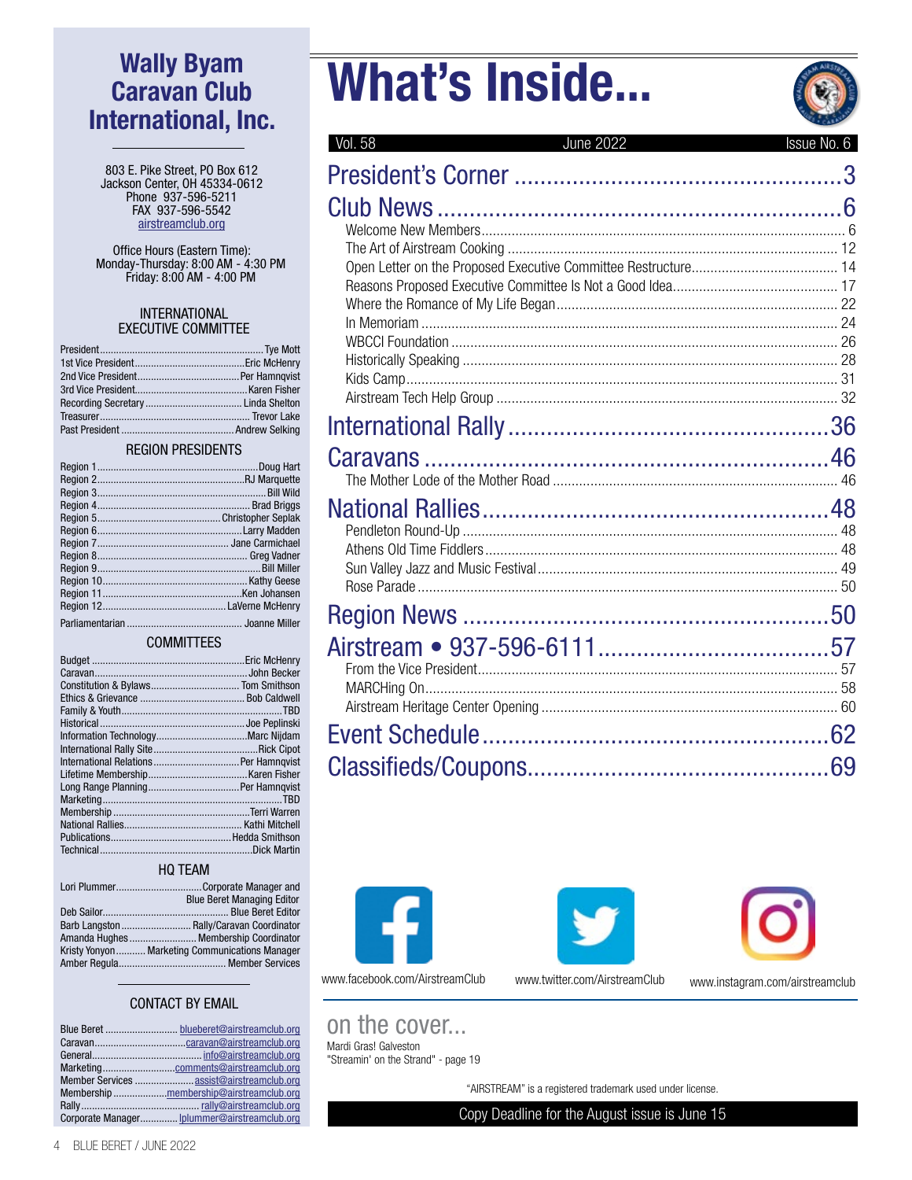# Wally Byam Caravan Club International, Inc.

803 E. Pike Street, PO Box 612
Jackson Center, OH 45334-0612
Phone 937-596-5211
FAX 937-596-5542
airstreamclub.org

Office Hours (Eastern Time):
Monday-Thursday: 8:00 AM - 4:30 PM
Friday: 8:00 AM - 4:00 PM

## INTERNATIONAL EXECUTIVE COMMITTEE

- President .......... Tye Mott
- 1st Vice President .......... Eric McHenry
- 2nd Vice President .......... Per Hamnqvist
- 3rd Vice President .......... Karen Fisher
- Recording Secretary .......... Linda Shelton
- Treasurer .......... Trevor Lake
- Past President .......... Andrew Selking

## REGION PRESIDENTS

- Region 1 .......... Doug Hart
- Region 2 .......... RJ Marquette
- Region 3 .......... Bill Wild
- Region 4 .......... Brad Briggs
- Region 5 .......... Christopher Seplak
- Region 6 .......... Larry Madden
- Region 7 .......... Jane Carmichael
- Region 8 .......... Greg Vadner
- Region 9 .......... Bill Miller
- Region 10 .......... Kathy Geese
- Region 11 .......... Ken Johansen
- Region 12 .......... LaVerne McHenry

Parliamentarian .......... Joanne Miller

## COMMITTEES

- Budget .......... Eric McHenry
- Caravan .......... John Becker
- Constitution & Bylaws .......... Tom Smithson
- Ethics & Grievance .......... Bob Caldwell
- Family & Youth .......... TBD
- Historical .......... Joe Peplinski
- Information Technology .......... Marc Nijdam
- International Rally Site .......... Rick Cipot
- International Relations .......... Per Hamnqvist
- Lifetime Membership .......... Karen Fisher
- Long Range Planning .......... Per Hamnqvist
- Marketing .......... TBD
- Membership .......... Terri Warren
- National Rallies .......... Kathi Mitchell
- Publications .......... Hedda Smithson
- Technical .......... Dick Martin

## HQ TEAM

- Lori Plummer .......... Corporate Manager and Blue Beret Managing Editor
- Deb Sailor .......... Blue Beret Editor
- Barb Langston .......... Rally/Caravan Coordinator
- Amanda Hughes .......... Membership Coordinator
- Kristy Yonyon .......... Marketing Communications Manager
- Amber Regula .......... Member Services

## CONTACT BY EMAIL

- Blue Beret .......... blueberet@airstreamclub.org
- Caravan .......... caravan@airstreamclub.org
- General .......... info@airstreamclub.org
- Marketing .......... comments@airstreamclub.org
- Member Services .......... assist@airstreamclub.org
- Membership .......... membership@airstreamclub.org
- Rally .......... rally@airstreamclub.org
- Corporate Manager .......... lplummer@airstreamclub.org

# What's Inside...

Vol. 58 | June 2022 | Issue No. 6

## President's Corner .......... 3

## Club News .......... 6

- Welcome New Members .......... 6
- The Art of Airstream Cooking .......... 12
- Open Letter on the Proposed Executive Committee Restructure .......... 14
- Reasons Proposed Executive Committee Is Not a Good Idea .......... 17
- Where the Romance of My Life Began .......... 22
- In Memoriam .......... 24
- WBCCI Foundation .......... 26
- Historically Speaking .......... 28
- Kids Camp .......... 31
- Airstream Tech Help Group .......... 32

## International Rally .......... 36

## Caravans .......... 46

- The Mother Lode of the Mother Road .......... 46

## National Rallies .......... 48

- Pendleton Round-Up .......... 48
- Athens Old Time Fiddlers .......... 48
- Sun Valley Jazz and Music Festival .......... 49
- Rose Parade .......... 50

## Region News .......... 50

## Airstream • 937-596-6111 .......... 57

- From the Vice President .......... 57
- MARCHing On .......... 58
- Airstream Heritage Center Opening .......... 60

## Event Schedule .......... 62

## Classifieds/Coupons .......... 69

www.facebook.com/AirstreamClub

www.twitter.com/AirstreamClub

www.instagram.com/airstreamclub

## on the cover...

Mardi Gras! Galveston
"Streamin' on the Strand" - page 19

"AIRSTREAM" is a registered trademark used under license.

**Copy Deadline for the August issue is June 15**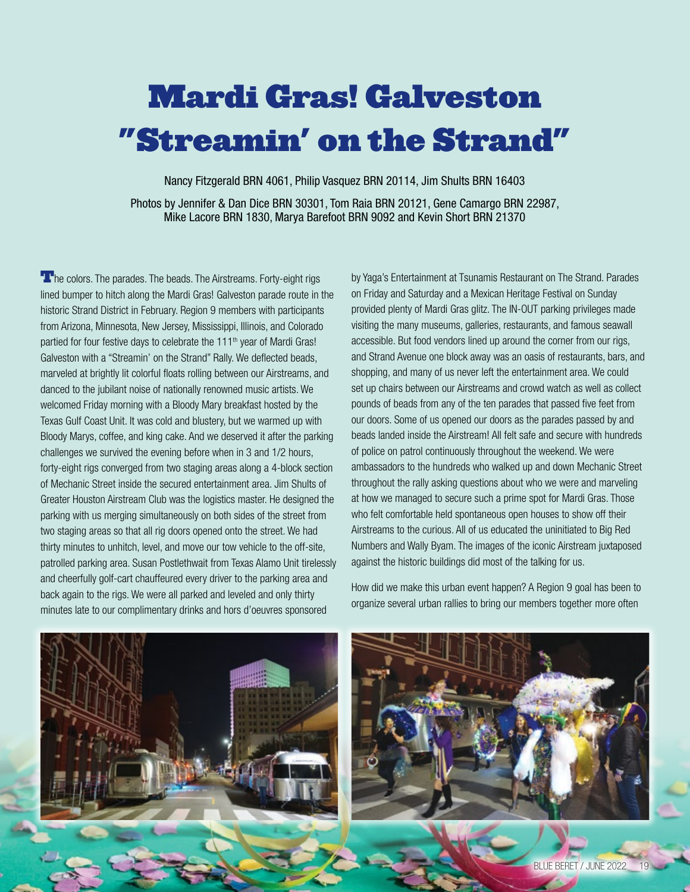# Mardi Gras! Galveston "Streamin' on the Strand"

Nancy Fitzgerald BRN 4061, Philip Vasquez BRN 20114, Jim Shults BRN 16403

Photos by Jennifer & Dan Dice BRN 30301, Tom Raia BRN 20121, Gene Camargo BRN 22987, Mike Lacore BRN 1830, Marya Barefoot BRN 9092 and Kevin Short BRN 21370

The colors. The parades. The beads. The Airstreams. Forty-eight rigs lined bumper to hitch along the Mardi Gras! Galveston parade route in the historic Strand District in February. Region 9 members with participants from Arizona, Minnesota, New Jersey, Mississippi, Illinois, and Colorado partied for four festive days to celebrate the 111th year of Mardi Gras! Galveston with a "Streamin' on the Strand" Rally. We deflected beads, marveled at brightly lit colorful floats rolling between our Airstreams, and danced to the jubilant noise of nationally renowned music artists. We welcomed Friday morning with a Bloody Mary breakfast hosted by the Texas Gulf Coast Unit. It was cold and blustery, but we warmed up with Bloody Marys, coffee, and king cake. And we deserved it after the parking challenges we survived the evening before when in 3 and 1/2 hours, forty-eight rigs converged from two staging areas along a 4-block section of Mechanic Street inside the secured entertainment area. Jim Shults of Greater Houston Airstream Club was the logistics master. He designed the parking with us merging simultaneously on both sides of the street from two staging areas so that all rig doors opened onto the street. We had thirty minutes to unhitch, level, and move our tow vehicle to the off-site, patrolled parking area. Susan Postlethwait from Texas Alamo Unit tirelessly and cheerfully golf-cart chauffeured every driver to the parking area and back again to the rigs. We were all parked and leveled and only thirty minutes late to our complimentary drinks and hors d'oeuvres sponsored by Yaga's Entertainment at Tsunamis Restaurant on The Strand. Parades on Friday and Saturday and a Mexican Heritage Festival on Sunday provided plenty of Mardi Gras glitz. The IN-OUT parking privileges made visiting the many museums, galleries, restaurants, and famous seawall accessible. But food vendors lined up around the corner from our rigs, and Strand Avenue one block away was an oasis of restaurants, bars, and shopping, and many of us never left the entertainment area. We could set up chairs between our Airstreams and crowd watch as well as collect pounds of beads from any of the ten parades that passed five feet from our doors. Some of us opened our doors as the parades passed by and beads landed inside the Airstream! All felt safe and secure with hundreds of police on patrol continuously throughout the weekend. We were ambassadors to the hundreds who walked up and down Mechanic Street throughout the rally asking questions about who we were and marveling at how we managed to secure such a prime spot for Mardi Gras. Those who felt comfortable held spontaneous open houses to show off their Airstreams to the curious. All of us educated the uninitiated to Big Red Numbers and Wally Byam. The images of the iconic Airstream juxtaposed against the historic buildings did most of the talking for us.

How did we make this urban event happen? A Region 9 goal has been to organize several urban rallies to bring our members together more often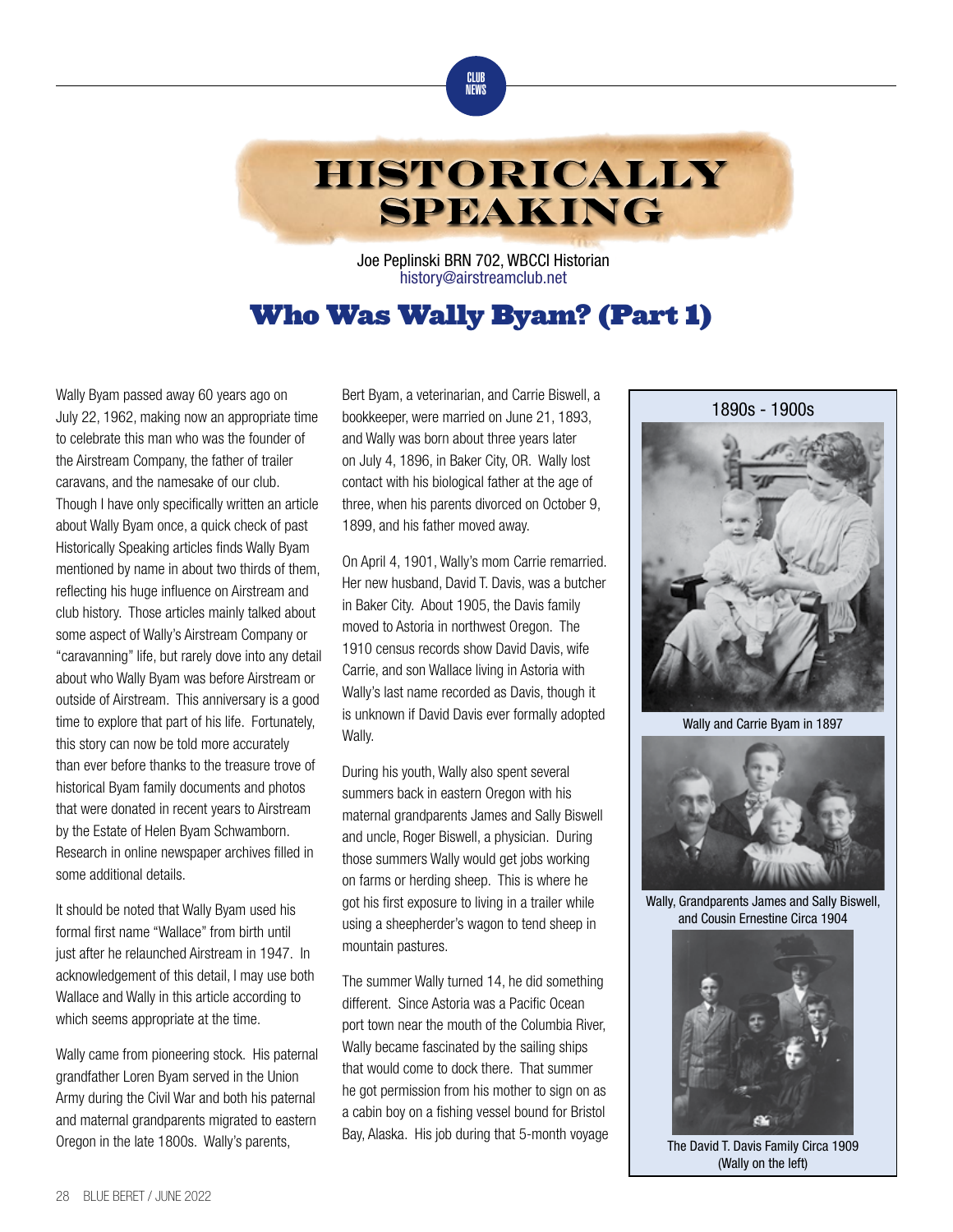# HISTORICALLY SPEAKING

Joe Peplinski BRN 702, WBCCI Historian
history@airstreamclub.net

## Who Was Wally Byam? (Part 1)

Wally Byam passed away 60 years ago on July 22, 1962, making now an appropriate time to celebrate this man who was the founder of the Airstream Company, the father of trailer caravans, and the namesake of our club. Though I have only specifically written an article about Wally Byam once, a quick check of past Historically Speaking articles finds Wally Byam mentioned by name in about two thirds of them, reflecting his huge influence on Airstream and club history. Those articles mainly talked about some aspect of Wally's Airstream Company or "caravanning" life, but rarely dove into any detail about who Wally Byam was before Airstream or outside of Airstream. This anniversary is a good time to explore that part of his life. Fortunately, this story can now be told more accurately than ever before thanks to the treasure trove of historical Byam family documents and photos that were donated in recent years to Airstream by the Estate of Helen Byam Schwamborn. Research in online newspaper archives filled in some additional details.

It should be noted that Wally Byam used his formal first name "Wallace" from birth until just after he relaunched Airstream in 1947. In acknowledgement of this detail, I may use both Wallace and Wally in this article according to which seems appropriate at the time.

Wally came from pioneering stock. His paternal grandfather Loren Byam served in the Union Army during the Civil War and both his paternal and maternal grandparents migrated to eastern Oregon in the late 1800s. Wally's parents, Bert Byam, a veterinarian, and Carrie Biswell, a bookkeeper, were married on June 21, 1893, and Wally was born about three years later on July 4, 1896, in Baker City, OR. Wally lost contact with his biological father at the age of three, when his parents divorced on October 9, 1899, and his father moved away.

On April 4, 1901, Wally's mom Carrie remarried. Her new husband, David T. Davis, was a butcher in Baker City. About 1905, the Davis family moved to Astoria in northwest Oregon. The 1910 census records show David Davis, wife Carrie, and son Wallace living in Astoria with Wally's last name recorded as Davis, though it is unknown if David Davis ever formally adopted Wally.

During his youth, Wally also spent several summers back in eastern Oregon with his maternal grandparents James and Sally Biswell and uncle, Roger Biswell, a physician. During those summers Wally would get jobs working on farms or herding sheep. This is where he got his first exposure to living in a trailer while using a sheepherder's wagon to tend sheep in mountain pastures.

The summer Wally turned 14, he did something different. Since Astoria was a Pacific Ocean port town near the mouth of the Columbia River, Wally became fascinated by the sailing ships that would come to dock there. That summer he got permission from his mother to sign on as a cabin boy on a fishing vessel bound for Bristol Bay, Alaska. His job during that 5-month voyage

1890s - 1900s

Wally and Carrie Byam in 1897

Wally, Grandparents James and Sally Biswell, and Cousin Ernestine Circa 1904

The David T. Davis Family Circa 1909 (Wally on the left)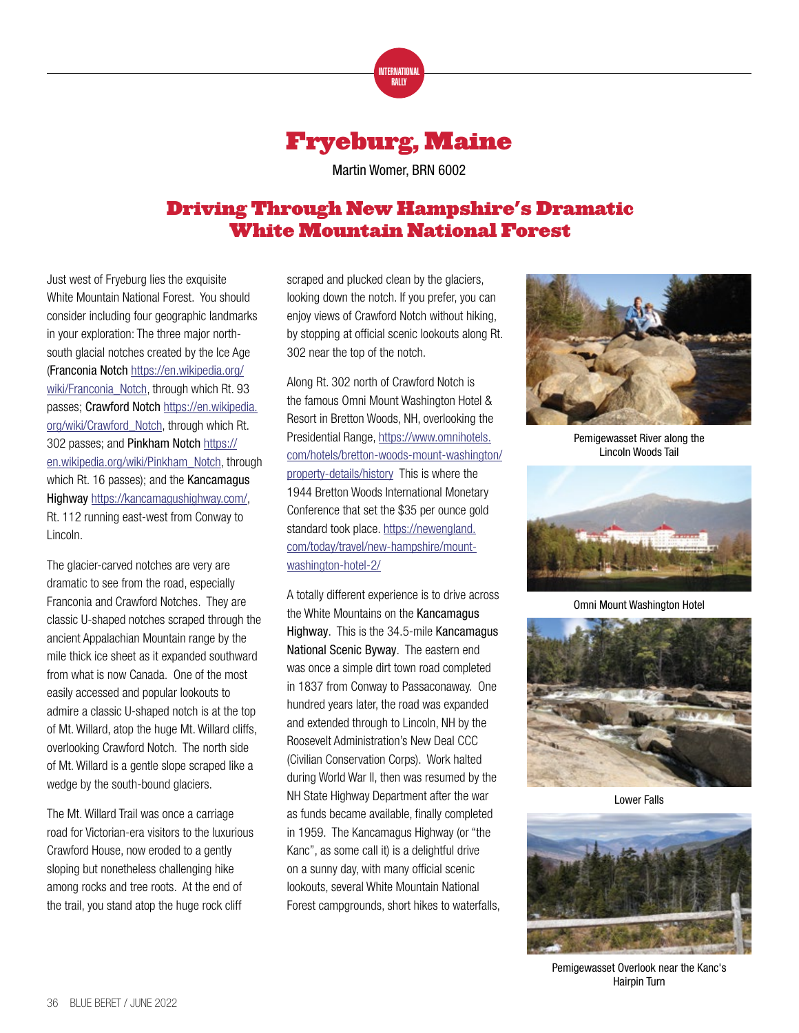# Fryeburg, Maine

Martin Womer, BRN 6002

## Driving Through New Hampshire's Dramatic White Mountain National Forest

Just west of Fryeburg lies the exquisite White Mountain National Forest. You should consider including four geographic landmarks in your exploration: The three major north-south glacial notches created by the Ice Age (Franconia Notch https://en.wikipedia.org/wiki/Franconia_Notch, through which Rt. 93 passes; Crawford Notch https://en.wikipedia.org/wiki/Crawford_Notch, through which Rt. 302 passes; and Pinkham Notch https://en.wikipedia.org/wiki/Pinkham_Notch, through which Rt. 16 passes); and the Kancamagus Highway https://kancamagushighway.com/, Rt. 112 running east-west from Conway to Lincoln.

The glacier-carved notches are very are dramatic to see from the road, especially Franconia and Crawford Notches. They are classic U-shaped notches scraped through the ancient Appalachian Mountain range by the mile thick ice sheet as it expanded southward from what is now Canada. One of the most easily accessed and popular lookouts to admire a classic U-shaped notch is at the top of Mt. Willard, atop the huge Mt. Willard cliffs, overlooking Crawford Notch. The north side of Mt. Willard is a gentle slope scraped like a wedge by the south-bound glaciers.

The Mt. Willard Trail was once a carriage road for Victorian-era visitors to the luxurious Crawford House, now eroded to a gently sloping but nonetheless challenging hike among rocks and tree roots. At the end of the trail, you stand atop the huge rock cliff scraped and plucked clean by the glaciers, looking down the notch. If you prefer, you can enjoy views of Crawford Notch without hiking, by stopping at official scenic lookouts along Rt. 302 near the top of the notch.

Along Rt. 302 north of Crawford Notch is the famous Omni Mount Washington Hotel & Resort in Bretton Woods, NH, overlooking the Presidential Range, https://www.omnihotels.com/hotels/bretton-woods-mount-washington/property-details/history This is where the 1944 Bretton Woods International Monetary Conference that set the $35 per ounce gold standard took place. https://newengland.com/today/travel/new-hampshire/mount-washington-hotel-2/

A totally different experience is to drive across the White Mountains on the Kancamagus Highway. This is the 34.5-mile Kancamagus National Scenic Byway. The eastern end was once a simple dirt town road completed in 1837 from Conway to Passaconaway. One hundred years later, the road was expanded and extended through to Lincoln, NH by the Roosevelt Administration's New Deal CCC (Civilian Conservation Corps). Work halted during World War II, then was resumed by the NH State Highway Department after the war as funds became available, finally completed in 1959. The Kancamagus Highway (or "the Kanc", as some call it) is a delightful drive on a sunny day, with many official scenic lookouts, several White Mountain National Forest campgrounds, short hikes to waterfalls,

Pemigewasset River along the Lincoln Woods Tail

Omni Mount Washington Hotel

Lower Falls

Pemigewasset Overlook near the Kanc's Hairpin Turn